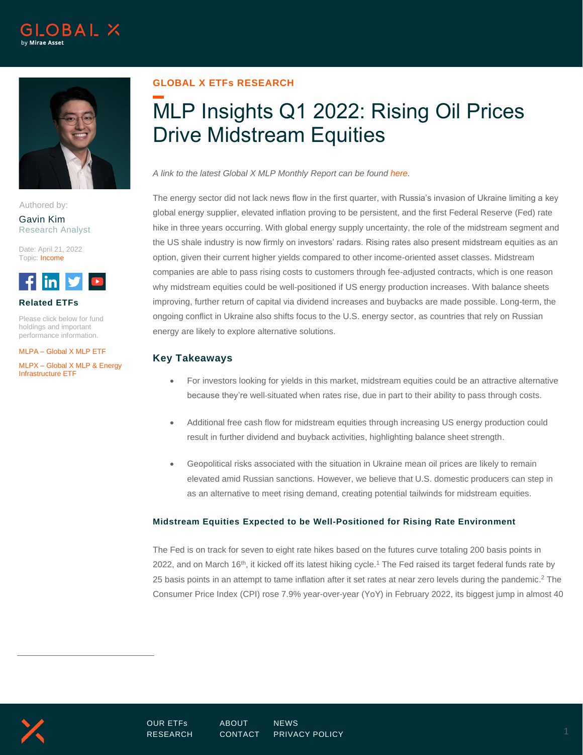GLOBAL X ETFs RESEARCH

# MLP Insights Q1 2022: Rising Oil Prices Drive Midstream Equities

Authored by:
Gavin Kim
Research Analyst

Date: April 21, 2022
Topic: Income

**Related ETFs**

Please click below for fund holdings and important performance information.

MLPA – Global X MLP ETF

MLPX – Global X MLP & Energy Infrastructure ETF

*A link to the latest Global X MLP Monthly Report can be found here.*

The energy sector did not lack news flow in the first quarter, with Russia's invasion of Ukraine limiting a key global energy supplier, elevated inflation proving to be persistent, and the first Federal Reserve (Fed) rate hike in three years occurring. With global energy supply uncertainty, the role of the midstream segment and the US shale industry is now firmly on investors' radars. Rising rates also present midstream equities as an option, given their current higher yields compared to other income-oriented asset classes. Midstream companies are able to pass rising costs to customers through fee-adjusted contracts, which is one reason why midstream equities could be well-positioned if US energy production increases. With balance sheets improving, further return of capital via dividend increases and buybacks are made possible. Long-term, the ongoing conflict in Ukraine also shifts focus to the U.S. energy sector, as countries that rely on Russian energy are likely to explore alternative solutions.

## Key Takeaways

- For investors looking for yields in this market, midstream equities could be an attractive alternative because they're well-situated when rates rise, due in part to their ability to pass through costs.
- Additional free cash flow for midstream equities through increasing US energy production could result in further dividend and buyback activities, highlighting balance sheet strength.
- Geopolitical risks associated with the situation in Ukraine mean oil prices are likely to remain elevated amid Russian sanctions. However, we believe that U.S. domestic producers can step in as an alternative to meet rising demand, creating potential tailwinds for midstream equities.

### Midstream Equities Expected to be Well-Positioned for Rising Rate Environment

The Fed is on track for seven to eight rate hikes based on the futures curve totaling 200 basis points in 2022, and on March 16th, it kicked off its latest hiking cycle.[1] The Fed raised its target federal funds rate by 25 basis points in an attempt to tame inflation after it set rates at near zero levels during the pandemic.[2] The Consumer Price Index (CPI) rose 7.9% year-over-year (YoY) in February 2022, its biggest jump in almost 40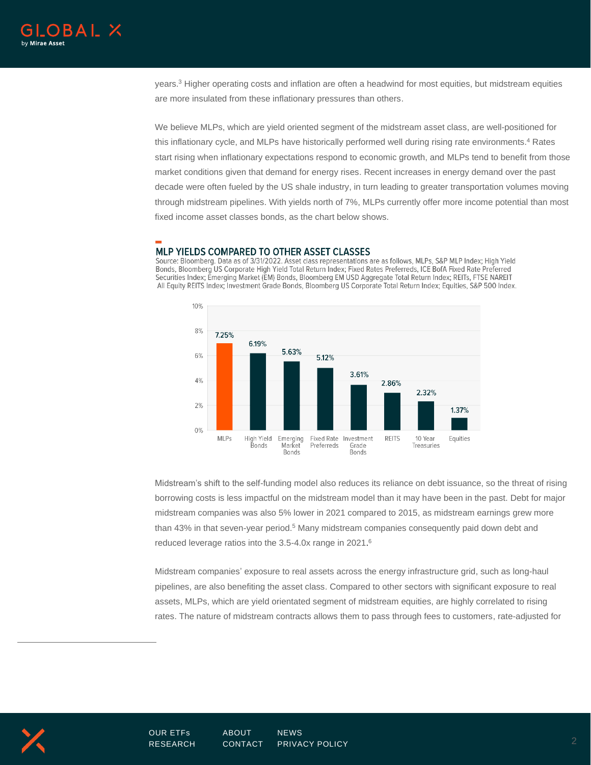years.[3] Higher operating costs and inflation are often a headwind for most equities, but midstream equities are more insulated from these inflationary pressures than others.

We believe MLPs, which are yield oriented segment of the midstream asset class, are well-positioned for this inflationary cycle, and MLPs have historically performed well during rising rate environments.[4] Rates start rising when inflationary expectations respond to economic growth, and MLPs tend to benefit from those market conditions given that demand for energy rises. Recent increases in energy demand over the past decade were often fueled by the US shale industry, in turn leading to greater transportation volumes moving through midstream pipelines. With yields north of 7%, MLPs currently offer more income potential than most fixed income asset classes bonds, as the chart below shows.

## MLP YIELDS COMPARED TO OTHER ASSET CLASSES

Source: Bloomberg. Data as of 3/31/2022. Asset class representations are as follows, MLPs, S&P MLP Index; High Yield Bonds, Bloomberg US Corporate High Yield Total Return Index; Fixed Rates Preferreds, ICE BofA Fixed Rate Preferred Securities Index; Emerging Market (EM) Bonds, Bloomberg EM USD Aggregate Total Return Index; REITs, FTSE NAREIT All Equity REITS Index; Investment Grade Bonds, Bloomberg US Corporate Total Return Index; Equities, S&P 500 Index.

| Asset Class | Yield |
|---|---|
| MLPs | 7.25% |
| High Yield Bonds | 6.19% |
| Emerging Market Bonds | 5.63% |
| Fixed Rate Preferreds | 5.12% |
| Investment Grade Bonds | 3.61% |
| REITS | 2.86% |
| 10 Year Treasuries | 2.32% |
| Equities | 1.37% |

Midstream's shift to the self-funding model also reduces its reliance on debt issuance, so the threat of rising borrowing costs is less impactful on the midstream model than it may have been in the past. Debt for major midstream companies was also 5% lower in 2021 compared to 2015, as midstream earnings grew more than 43% in that seven-year period.[5] Many midstream companies consequently paid down debt and reduced leverage ratios into the 3.5-4.0x range in 2021.[6]

Midstream companies' exposure to real assets across the energy infrastructure grid, such as long-haul pipelines, are also benefiting the asset class. Compared to other sectors with significant exposure to real assets, MLPs, which are yield orientated segment of midstream equities, are highly correlated to rising rates. The nature of midstream contracts allows them to pass through fees to customers, rate-adjusted for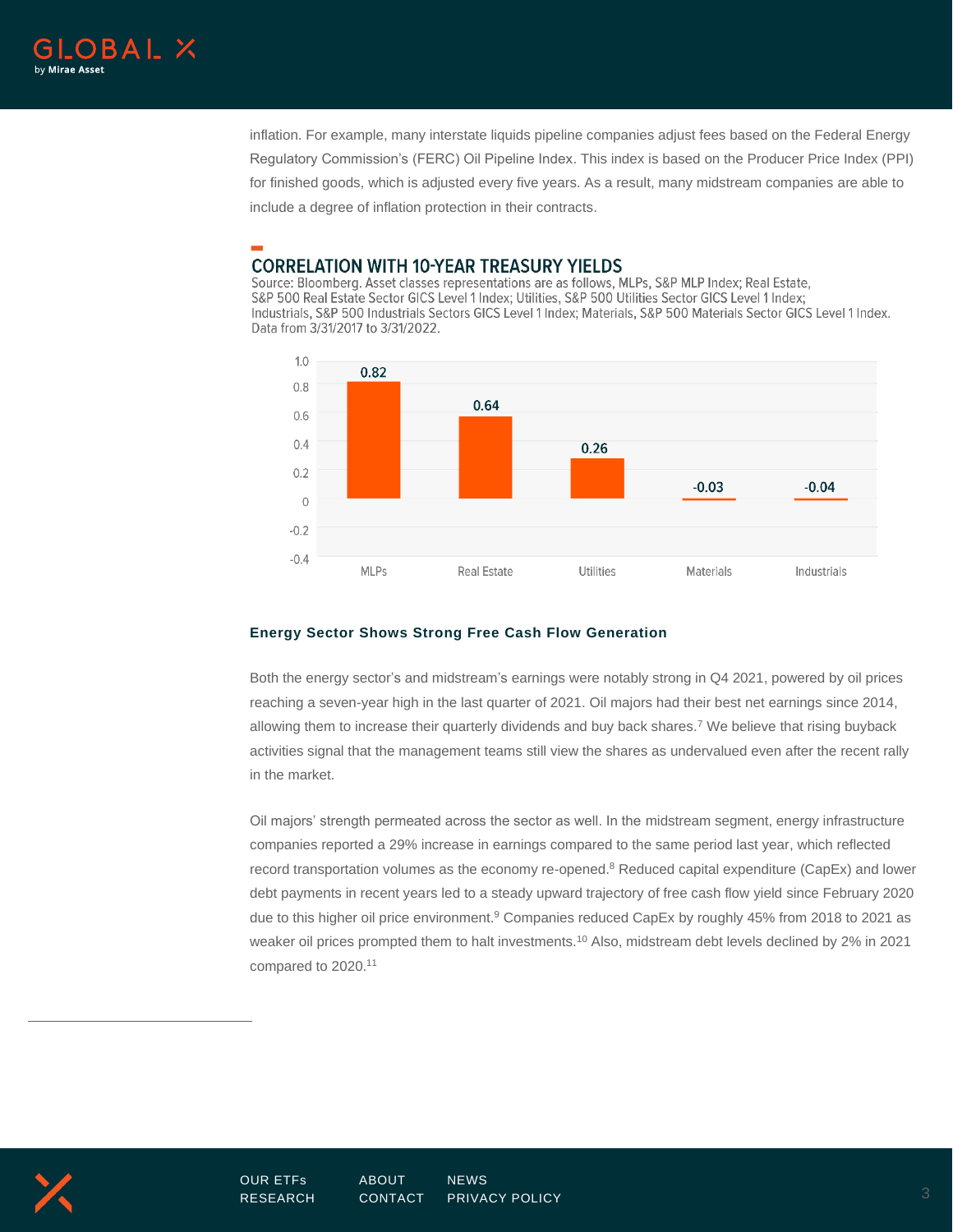inflation. For example, many interstate liquids pipeline companies adjust fees based on the Federal Energy Regulatory Commission's (FERC) Oil Pipeline Index. This index is based on the Producer Price Index (PPI) for finished goods, which is adjusted every five years. As a result, many midstream companies are able to include a degree of inflation protection in their contracts.

### CORRELATION WITH 10-YEAR TREASURY YIELDS

Source: Bloomberg. Asset classes representations are as follows, MLPs, S&P MLP Index; Real Estate, S&P 500 Real Estate Sector GICS Level 1 Index; Utilities, S&P 500 Utilities Sector GICS Level 1 Index; Industrials, S&P 500 Industrials Sectors GICS Level 1 Index; Materials, S&P 500 Materials Sector GICS Level 1 Index. Data from 3/31/2017 to 3/31/2022.

| Asset Class | Correlation |
|---|---|
| MLPs | 0.82 |
| Real Estate | 0.64 |
| Utilities | 0.26 |
| Materials | -0.03 |
| Industrials | -0.04 |

**Energy Sector Shows Strong Free Cash Flow Generation**

Both the energy sector's and midstream's earnings were notably strong in Q4 2021, powered by oil prices reaching a seven-year high in the last quarter of 2021. Oil majors had their best net earnings since 2014, allowing them to increase their quarterly dividends and buy back shares.[7] We believe that rising buyback activities signal that the management teams still view the shares as undervalued even after the recent rally in the market.

Oil majors' strength permeated across the sector as well. In the midstream segment, energy infrastructure companies reported a 29% increase in earnings compared to the same period last year, which reflected record transportation volumes as the economy re-opened.[8] Reduced capital expenditure (CapEx) and lower debt payments in recent years led to a steady upward trajectory of free cash flow yield since February 2020 due to this higher oil price environment.[9] Companies reduced CapEx by roughly 45% from 2018 to 2021 as weaker oil prices prompted them to halt investments.[10] Also, midstream debt levels declined by 2% in 2021 compared to 2020.[11]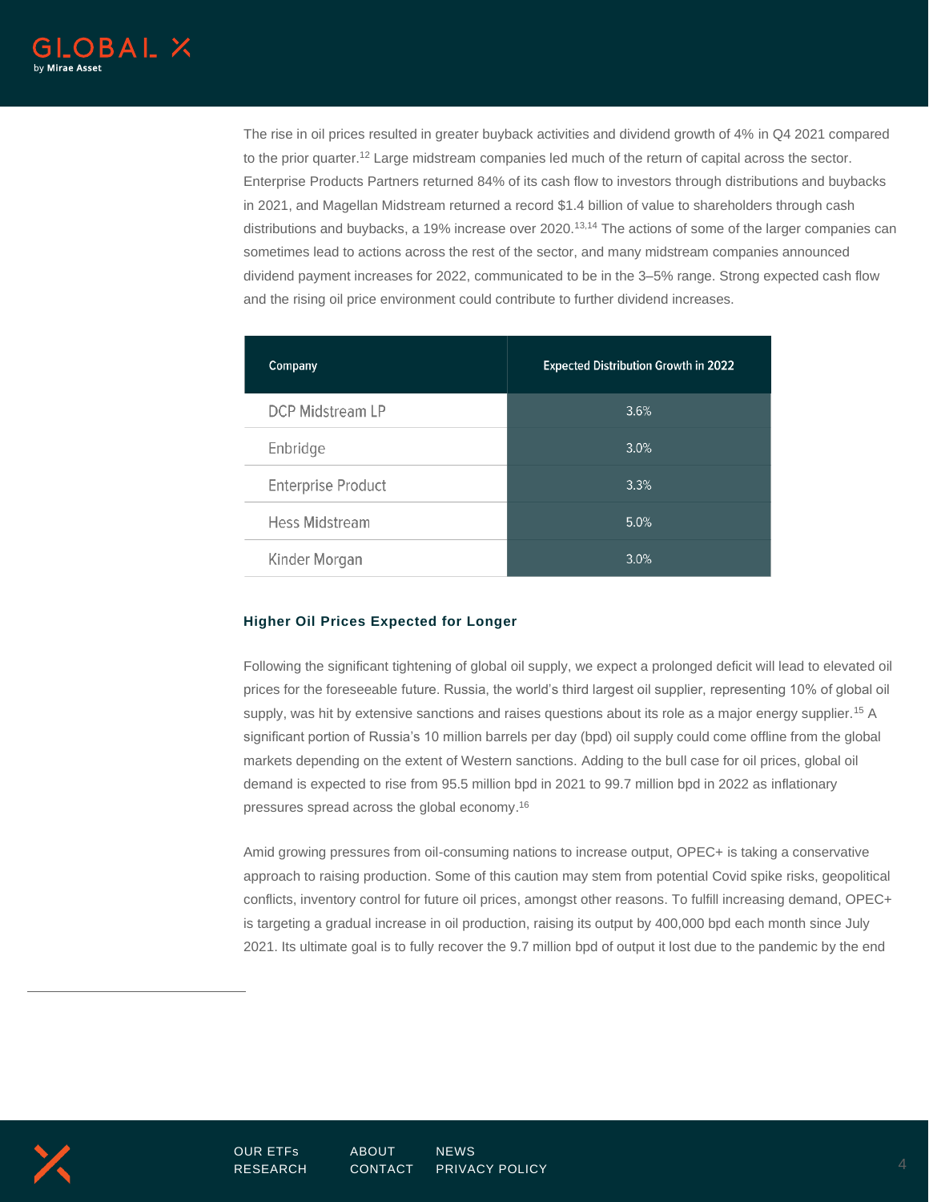The rise in oil prices resulted in greater buyback activities and dividend growth of 4% in Q4 2021 compared to the prior quarter.[12] Large midstream companies led much of the return of capital across the sector. Enterprise Products Partners returned 84% of its cash flow to investors through distributions and buybacks in 2021, and Magellan Midstream returned a record $1.4 billion of value to shareholders through cash distributions and buybacks, a 19% increase over 2020.[13,14] The actions of some of the larger companies can sometimes lead to actions across the rest of the sector, and many midstream companies announced dividend payment increases for 2022, communicated to be in the 3–5% range. Strong expected cash flow and the rising oil price environment could contribute to further dividend increases.

| Company | Expected Distribution Growth in 2022 |
|---|---|
| DCP Midstream LP | 3.6% |
| Enbridge | 3.0% |
| Enterprise Product | 3.3% |
| Hess Midstream | 5.0% |
| Kinder Morgan | 3.0% |

### Higher Oil Prices Expected for Longer

Following the significant tightening of global oil supply, we expect a prolonged deficit will lead to elevated oil prices for the foreseeable future. Russia, the world's third largest oil supplier, representing 10% of global oil supply, was hit by extensive sanctions and raises questions about its role as a major energy supplier.[15] A significant portion of Russia's 10 million barrels per day (bpd) oil supply could come offline from the global markets depending on the extent of Western sanctions. Adding to the bull case for oil prices, global oil demand is expected to rise from 95.5 million bpd in 2021 to 99.7 million bpd in 2022 as inflationary pressures spread across the global economy.[16]

Amid growing pressures from oil-consuming nations to increase output, OPEC+ is taking a conservative approach to raising production. Some of this caution may stem from potential Covid spike risks, geopolitical conflicts, inventory control for future oil prices, amongst other reasons. To fulfill increasing demand, OPEC+ is targeting a gradual increase in oil production, raising its output by 400,000 bpd each month since July 2021. Its ultimate goal is to fully recover the 9.7 million bpd of output it lost due to the pandemic by the end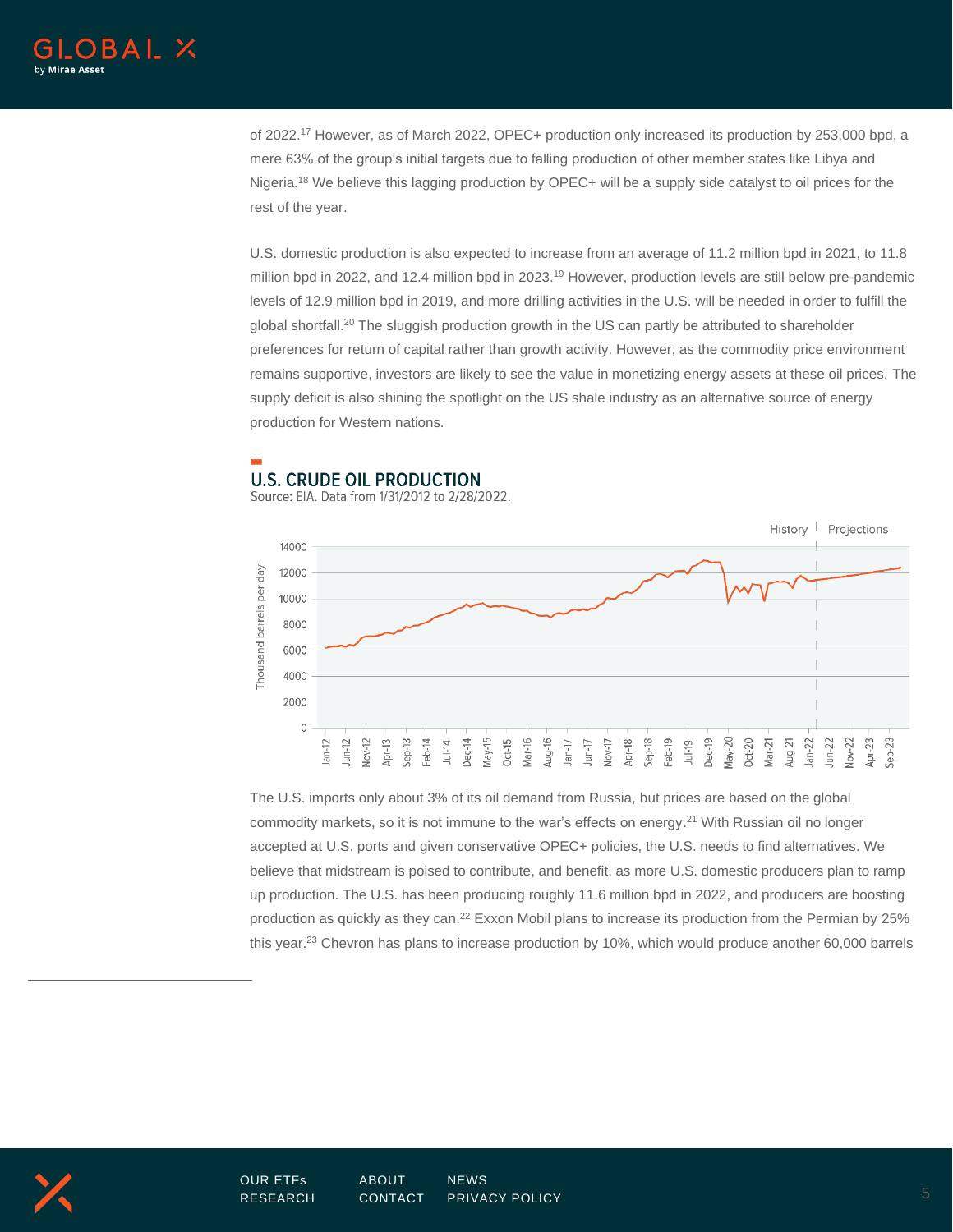of 2022.[17] However, as of March 2022, OPEC+ production only increased its production by 253,000 bpd, a mere 63% of the group's initial targets due to falling production of other member states like Libya and Nigeria.[18] We believe this lagging production by OPEC+ will be a supply side catalyst to oil prices for the rest of the year.

U.S. domestic production is also expected to increase from an average of 11.2 million bpd in 2021, to 11.8 million bpd in 2022, and 12.4 million bpd in 2023.[19] However, production levels are still below pre-pandemic levels of 12.9 million bpd in 2019, and more drilling activities in the U.S. will be needed in order to fulfill the global shortfall.[20] The sluggish production growth in the US can partly be attributed to shareholder preferences for return of capital rather than growth activity. However, as the commodity price environment remains supportive, investors are likely to see the value in monetizing energy assets at these oil prices. The supply deficit is also shining the spotlight on the US shale industry as an alternative source of energy production for Western nations.

## U.S. CRUDE OIL PRODUCTION

Source: EIA. Data from 1/31/2012 to 2/28/2022.

The U.S. imports only about 3% of its oil demand from Russia, but prices are based on the global commodity markets, so it is not immune to the war's effects on energy.[21] With Russian oil no longer accepted at U.S. ports and given conservative OPEC+ policies, the U.S. needs to find alternatives. We believe that midstream is poised to contribute, and benefit, as more U.S. domestic producers plan to ramp up production. The U.S. has been producing roughly 11.6 million bpd in 2022, and producers are boosting production as quickly as they can.[22] Exxon Mobil plans to increase its production from the Permian by 25% this year.[23] Chevron has plans to increase production by 10%, which would produce another 60,000 barrels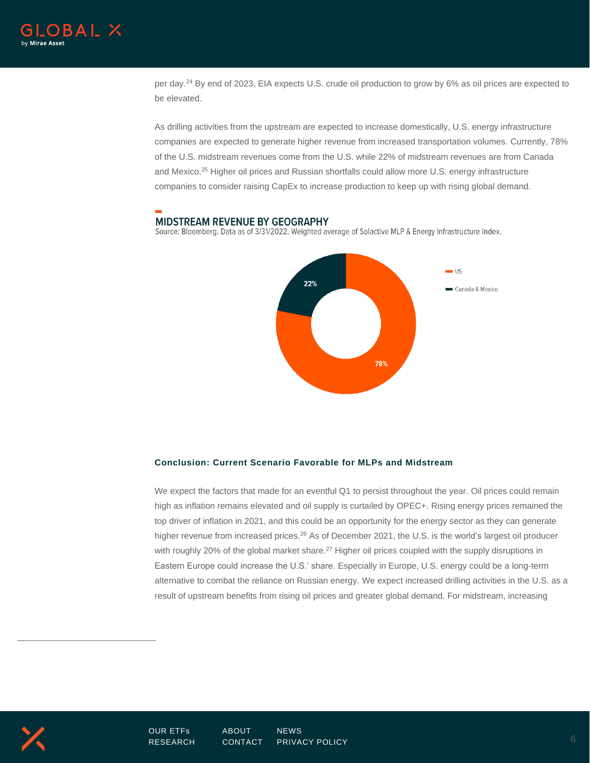per day.[24] By end of 2023, EIA expects U.S. crude oil production to grow by 6% as oil prices are expected to be elevated.

As drilling activities from the upstream are expected to increase domestically, U.S. energy infrastructure companies are expected to generate higher revenue from increased transportation volumes. Currently, 78% of the U.S. midstream revenues come from the U.S. while 22% of midstream revenues are from Canada and Mexico.[25] Higher oil prices and Russian shortfalls could allow more U.S. energy infrastructure companies to consider raising CapEx to increase production to keep up with rising global demand.

## MIDSTREAM REVENUE BY GEOGRAPHY

Source: Bloomberg. Data as of 3/31/2022. Weighted average of Solactive MLP & Energy Infrastructure Index.

| Geography | Share |
| --- | --- |
| US | 78% |
| Canada & Mexico | 22% |

### Conclusion: Current Scenario Favorable for MLPs and Midstream

We expect the factors that made for an eventful Q1 to persist throughout the year. Oil prices could remain high as inflation remains elevated and oil supply is curtailed by OPEC+. Rising energy prices remained the top driver of inflation in 2021, and this could be an opportunity for the energy sector as they can generate higher revenue from increased prices.[26] As of December 2021, the U.S. is the world's largest oil producer with roughly 20% of the global market share.[27] Higher oil prices coupled with the supply disruptions in Eastern Europe could increase the U.S.' share. Especially in Europe, U.S. energy could be a long-term alternative to combat the reliance on Russian energy. We expect increased drilling activities in the U.S. as a result of upstream benefits from rising oil prices and greater global demand. For midstream, increasing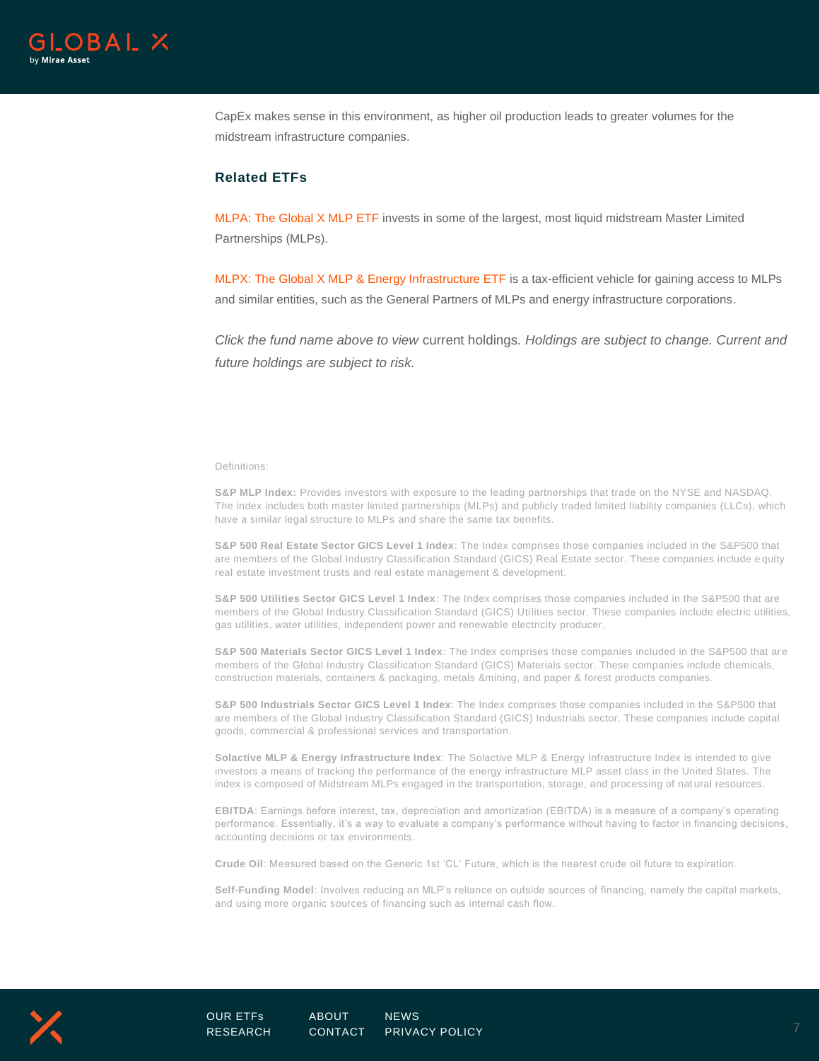CapEx makes sense in this environment, as higher oil production leads to greater volumes for the midstream infrastructure companies.

### Related ETFs

MLPA: The Global X MLP ETF invests in some of the largest, most liquid midstream Master Limited Partnerships (MLPs).

MLPX: The Global X MLP & Energy Infrastructure ETF is a tax-efficient vehicle for gaining access to MLPs and similar entities, such as the General Partners of MLPs and energy infrastructure corporations.

*Click the fund name above to view* current holdings*. Holdings are subject to change. Current and future holdings are subject to risk.*

Definitions:

**S&P MLP Index:** Provides investors with exposure to the leading partnerships that trade on the NYSE and NASDAQ. The index includes both master limited partnerships (MLPs) and publicly traded limited liability companies (LLCs), which have a similar legal structure to MLPs and share the same tax benefits.

**S&P 500 Real Estate Sector GICS Level 1 Index**: The Index comprises those companies included in the S&P500 that are members of the Global Industry Classification Standard (GICS) Real Estate sector. These companies include equity real estate investment trusts and real estate management & development.

**S&P 500 Utilities Sector GICS Level 1 Index**: The Index comprises those companies included in the S&P500 that are members of the Global Industry Classification Standard (GICS) Utilities sector. These companies include electric utilities, gas utilities, water utilities, independent power and renewable electricity producer.

**S&P 500 Materials Sector GICS Level 1 Index**: The Index comprises those companies included in the S&P500 that are members of the Global Industry Classification Standard (GICS) Materials sector. These companies include chemicals, construction materials, containers & packaging, metals &mining, and paper & forest products companies.

**S&P 500 Industrials Sector GICS Level 1 Index**: The Index comprises those companies included in the S&P500 that are members of the Global Industry Classification Standard (GICS) Industrials sector. These companies include capital goods, commercial & professional services and transportation.

**Solactive MLP & Energy Infrastructure Index**: The Solactive MLP & Energy Infrastructure Index is intended to give investors a means of tracking the performance of the energy infrastructure MLP asset class in the United States. The index is composed of Midstream MLPs engaged in the transportation, storage, and processing of natural resources.

**EBITDA**: Earnings before interest, tax, depreciation and amortization (EBITDA) is a measure of a company's operating performance. Essentially, it's a way to evaluate a company's performance without having to factor in financing decisions, accounting decisions or tax environments.

**Crude Oil**: Measured based on the Generic 1st 'CL' Future, which is the nearest crude oil future to expiration.

**Self-Funding Model**: Involves reducing an MLP's reliance on outside sources of financing, namely the capital markets, and using more organic sources of financing such as internal cash flow.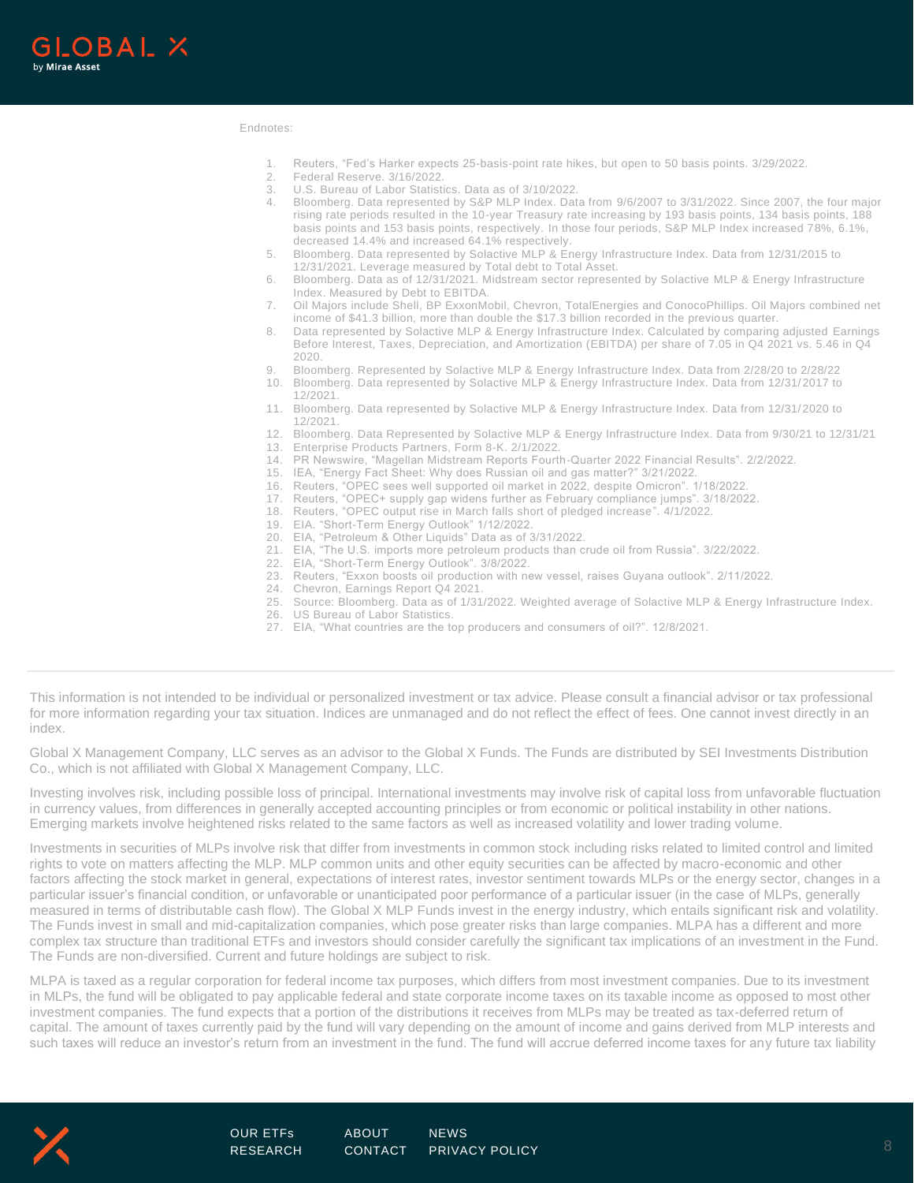Endnotes:

1. Reuters, "Fed's Harker expects 25-basis-point rate hikes, but open to 50 basis points. 3/29/2022.
2. Federal Reserve. 3/16/2022.
3. U.S. Bureau of Labor Statistics. Data as of 3/10/2022.
4. Bloomberg. Data represented by S&P MLP Index. Data from 9/6/2007 to 3/31/2022. Since 2007, the four major rising rate periods resulted in the 10-year Treasury rate increasing by 193 basis points, 134 basis points, 188 basis points and 153 basis points, respectively. In those four periods, S&P MLP Index increased 78%, 6.1%, decreased 14.4% and increased 64.1% respectively.
5. Bloomberg. Data represented by Solactive MLP & Energy Infrastructure Index. Data from 12/31/2015 to 12/31/2021. Leverage measured by Total debt to Total Asset.
6. Bloomberg. Data as of 12/31/2021. Midstream sector represented by Solactive MLP & Energy Infrastructure Index. Measured by Debt to EBITDA.
7. Oil Majors include Shell, BP ExxonMobil, Chevron, TotalEnergies and ConocoPhillips. Oil Majors combined net income of $41.3 billion, more than double the $17.3 billion recorded in the previous quarter.
8. Data represented by Solactive MLP & Energy Infrastructure Index. Calculated by comparing adjusted Earnings Before Interest, Taxes, Depreciation, and Amortization (EBITDA) per share of 7.05 in Q4 2021 vs. 5.46 in Q4 2020.
9. Bloomberg. Represented by Solactive MLP & Energy Infrastructure Index. Data from 2/28/20 to 2/28/22
10. Bloomberg. Data represented by Solactive MLP & Energy Infrastructure Index. Data from 12/31/2017 to 12/2021.
11. Bloomberg. Data represented by Solactive MLP & Energy Infrastructure Index. Data from 12/31/2020 to 12/2021.
12. Bloomberg. Data Represented by Solactive MLP & Energy Infrastructure Index. Data from 9/30/21 to 12/31/21
13. Enterprise Products Partners, Form 8-K. 2/1/2022.
14. PR Newswire, "Magellan Midstream Reports Fourth-Quarter 2022 Financial Results". 2/2/2022.
15. IEA, "Energy Fact Sheet: Why does Russian oil and gas matter?" 3/21/2022.
16. Reuters, "OPEC sees well supported oil market in 2022, despite Omicron". 1/18/2022.
17. Reuters, "OPEC+ supply gap widens further as February compliance jumps". 3/18/2022.
18. Reuters, "OPEC output rise in March falls short of pledged increase". 4/1/2022.
19. EIA. "Short-Term Energy Outlook" 1/12/2022.
20. EIA, "Petroleum & Other Liquids" Data as of 3/31/2022.
21. EIA, "The U.S. imports more petroleum products than crude oil from Russia". 3/22/2022.
22. EIA, "Short-Term Energy Outlook". 3/8/2022.
23. Reuters, "Exxon boosts oil production with new vessel, raises Guyana outlook". 2/11/2022.
24. Chevron, Earnings Report Q4 2021.
25. Source: Bloomberg. Data as of 1/31/2022. Weighted average of Solactive MLP & Energy Infrastructure Index.
26. US Bureau of Labor Statistics.
27. EIA, "What countries are the top producers and consumers of oil?". 12/8/2021.

---

This information is not intended to be individual or personalized investment or tax advice. Please consult a financial advisor or tax professional for more information regarding your tax situation. Indices are unmanaged and do not reflect the effect of fees. One cannot invest directly in an index.

Global X Management Company, LLC serves as an advisor to the Global X Funds. The Funds are distributed by SEI Investments Distribution Co., which is not affiliated with Global X Management Company, LLC.

Investing involves risk, including possible loss of principal. International investments may involve risk of capital loss from unfavorable fluctuation in currency values, from differences in generally accepted accounting principles or from economic or political instability in other nations. Emerging markets involve heightened risks related to the same factors as well as increased volatility and lower trading volume.

Investments in securities of MLPs involve risk that differ from investments in common stock including risks related to limited control and limited rights to vote on matters affecting the MLP. MLP common units and other equity securities can be affected by macro-economic and other factors affecting the stock market in general, expectations of interest rates, investor sentiment towards MLPs or the energy sector, changes in a particular issuer's financial condition, or unfavorable or unanticipated poor performance of a particular issuer (in the case of MLPs, generally measured in terms of distributable cash flow). The Global X MLP Funds invest in the energy industry, which entails significant risk and volatility. The Funds invest in small and mid-capitalization companies, which pose greater risks than large companies. MLPA has a different and more complex tax structure than traditional ETFs and investors should consider carefully the significant tax implications of an investment in the Fund. The Funds are non-diversified. Current and future holdings are subject to risk.

MLPA is taxed as a regular corporation for federal income tax purposes, which differs from most investment companies. Due to its investment in MLPs, the fund will be obligated to pay applicable federal and state corporate income taxes on its taxable income as opposed to most other investment companies. The fund expects that a portion of the distributions it receives from MLPs may be treated as tax-deferred return of capital. The amount of taxes currently paid by the fund will vary depending on the amount of income and gains derived from MLP interests and such taxes will reduce an investor's return from an investment in the fund. The fund will accrue deferred income taxes for any future tax liability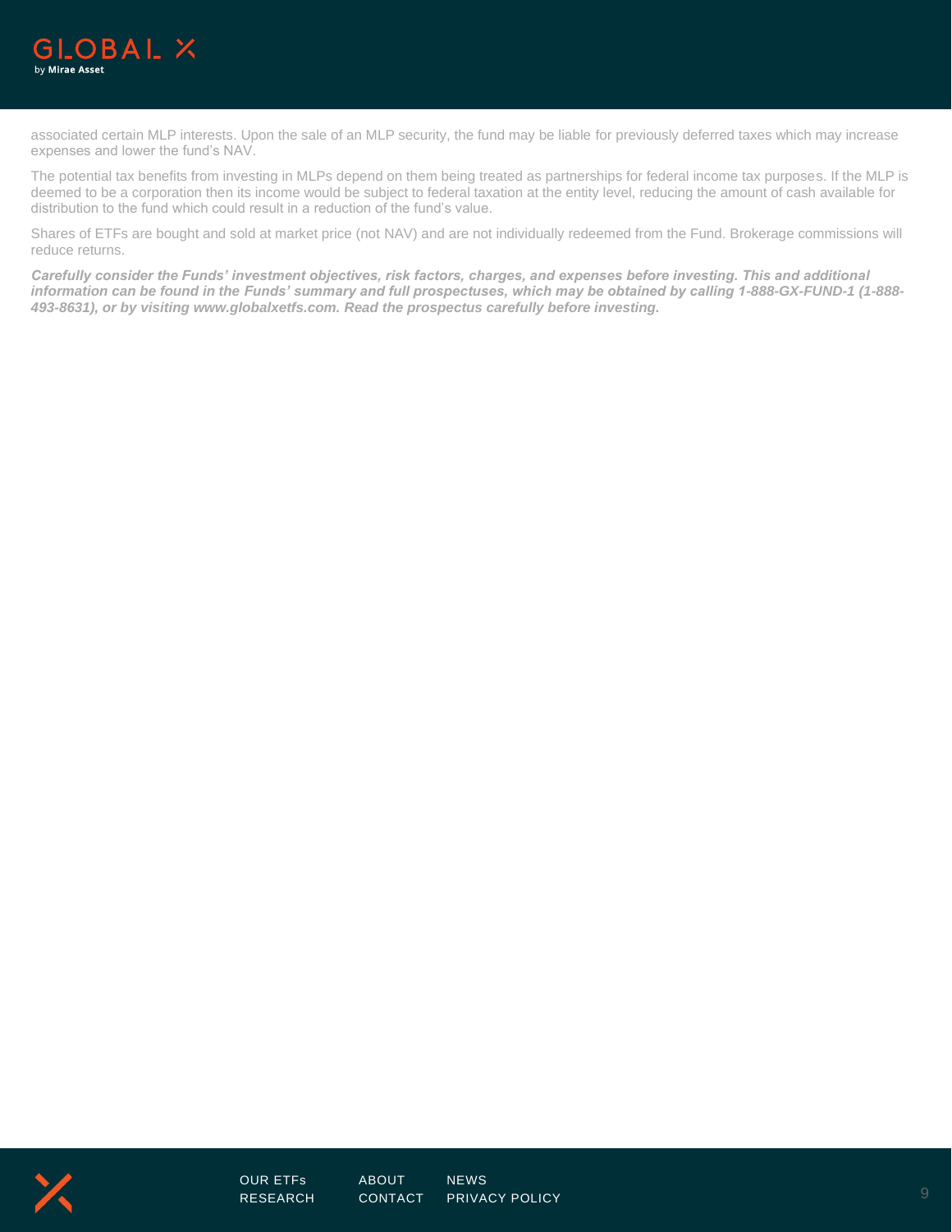associated certain MLP interests. Upon the sale of an MLP security, the fund may be liable for previously deferred taxes which may increase expenses and lower the fund's NAV.

The potential tax benefits from investing in MLPs depend on them being treated as partnerships for federal income tax purposes. If the MLP is deemed to be a corporation then its income would be subject to federal taxation at the entity level, reducing the amount of cash available for distribution to the fund which could result in a reduction of the fund's value.

Shares of ETFs are bought and sold at market price (not NAV) and are not individually redeemed from the Fund. Brokerage commissions will reduce returns.

***Carefully consider the Funds' investment objectives, risk factors, charges, and expenses before investing. This and additional information can be found in the Funds' summary and full prospectuses, which may be obtained by calling 1-888-GX-FUND-1 (1-888-493-8631), or by visiting www.globalxetfs.com. Read the prospectus carefully before investing.***